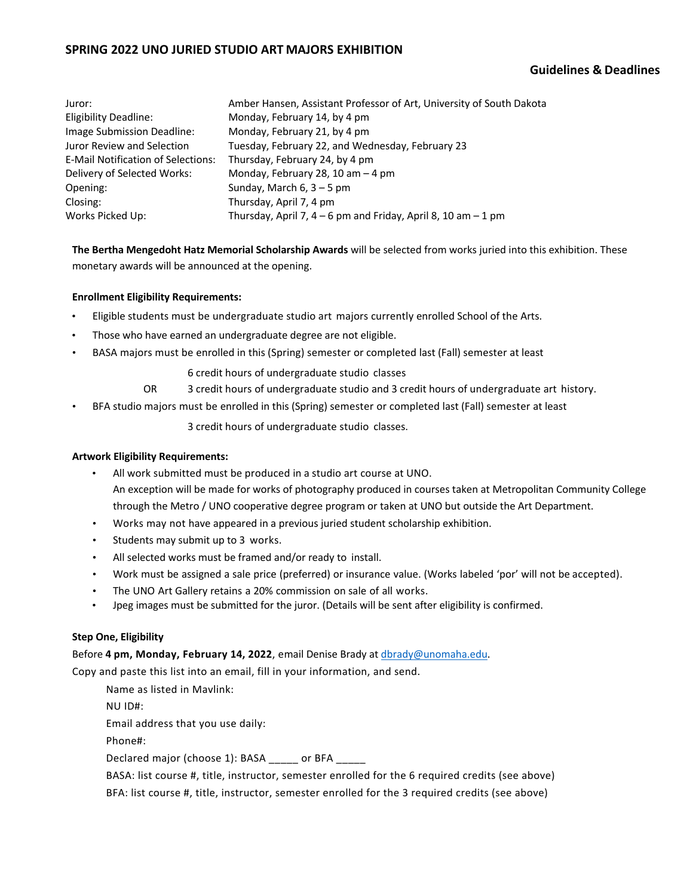# SPRING 2022 UNO JURIED STUDIO ART MAJORS EXHIBITION

## Guidelines & Deadlines

| | |
|---|---|
| Juror: | Amber Hansen, Assistant Professor of Art, University of South Dakota |
| Eligibility Deadline: | Monday, February 14, by 4 pm |
| Image Submission Deadline: | Monday, February 21, by 4 pm |
| Juror Review and Selection | Tuesday, February 22, and Wednesday, February 23 |
| E-Mail Notification of Selections: | Thursday, February 24, by 4 pm |
| Delivery of Selected Works: | Monday, February 28, 10 am – 4 pm |
| Opening: | Sunday, March 6, 3 – 5 pm |
| Closing: | Thursday, April 7, 4 pm |
| Works Picked Up: | Thursday, April 7, 4 – 6 pm and Friday, April 8, 10 am – 1 pm |

**The Bertha Mengedoht Hatz Memorial Scholarship Awards** will be selected from works juried into this exhibition. These monetary awards will be announced at the opening.

**Enrollment Eligibility Requirements:**

- Eligible students must be undergraduate studio art majors currently enrolled School of the Arts.
- Those who have earned an undergraduate degree are not eligible.
- BASA majors must be enrolled in this (Spring) semester or completed last (Fall) semester at least

  6 credit hours of undergraduate studio classes

  OR 3 credit hours of undergraduate studio and 3 credit hours of undergraduate art history.
- BFA studio majors must be enrolled in this (Spring) semester or completed last (Fall) semester at least

  3 credit hours of undergraduate studio classes.

**Artwork Eligibility Requirements:**

- All work submitted must be produced in a studio art course at UNO.
  An exception will be made for works of photography produced in courses taken at Metropolitan Community College through the Metro / UNO cooperative degree program or taken at UNO but outside the Art Department.
- Works may not have appeared in a previous juried student scholarship exhibition.
- Students may submit up to 3 works.
- All selected works must be framed and/or ready to install.
- Work must be assigned a sale price (preferred) or insurance value. (Works labeled 'por' will not be accepted).
- The UNO Art Gallery retains a 20% commission on sale of all works.
- Jpeg images must be submitted for the juror. (Details will be sent after eligibility is confirmed.

**Step One, Eligibility**

Before **4 pm, Monday, February 14, 2022**, email Denise Brady at dbrady@unomaha.edu.

Copy and paste this list into an email, fill in your information, and send.

Name as listed in Mavlink:

NU ID#:

Email address that you use daily:

Phone#:

Declared major (choose 1): BASA _____ or BFA _____

BASA: list course #, title, instructor, semester enrolled for the 6 required credits (see above)

BFA: list course #, title, instructor, semester enrolled for the 3 required credits (see above)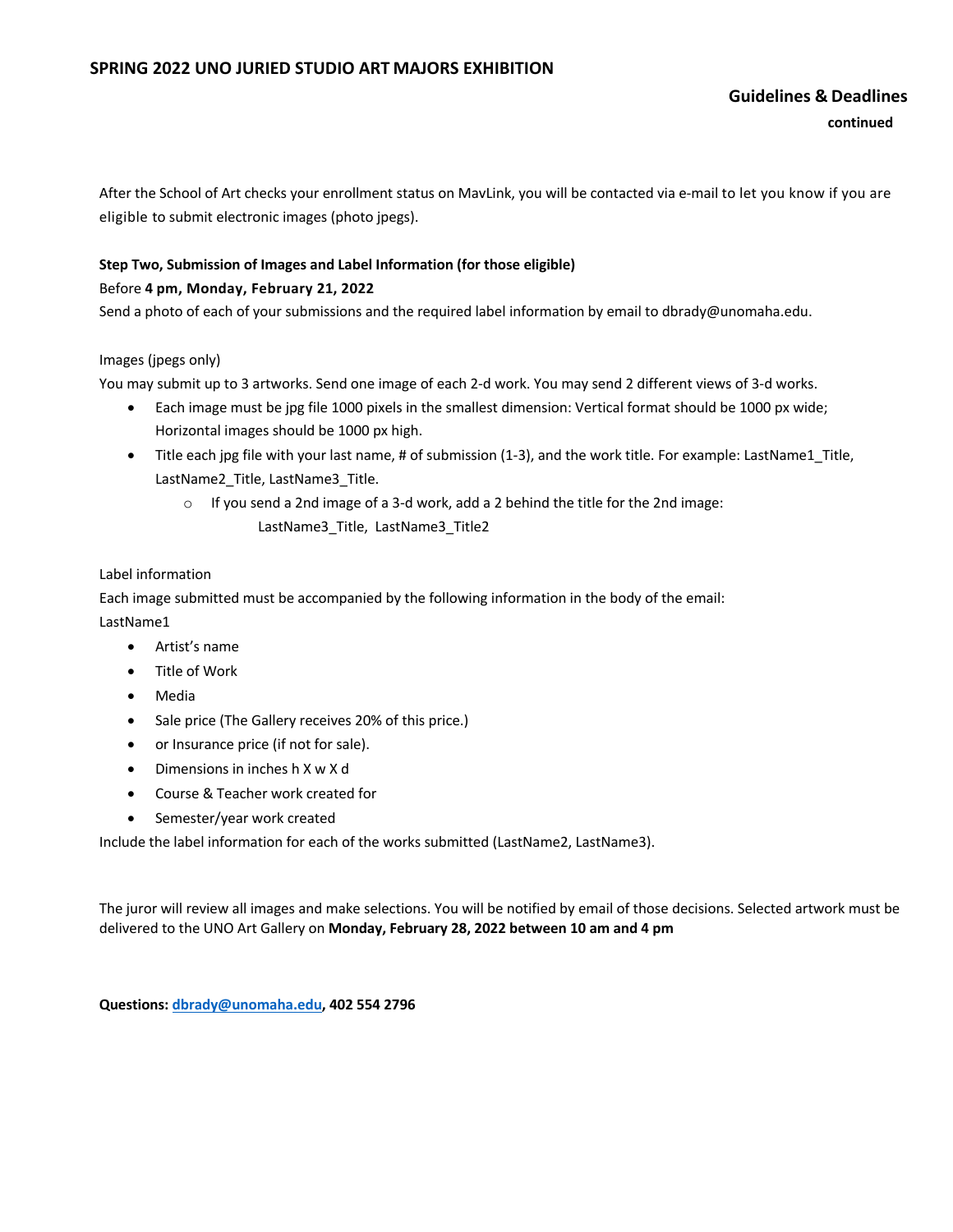## SPRING 2022 UNO JURIED STUDIO ART MAJORS EXHIBITION

**Guidelines & Deadlines**
**continued**

After the School of Art checks your enrollment status on MavLink, you will be contacted via e-mail to let you know if you are eligible to submit electronic images (photo jpegs).

**Step Two, Submission of Images and Label Information (for those eligible)**

Before **4 pm, Monday, February 21, 2022**

Send a photo of each of your submissions and the required label information by email to dbrady@unomaha.edu.

Images (jpegs only)

You may submit up to 3 artworks. Send one image of each 2-d work. You may send 2 different views of 3-d works.

- Each image must be jpg file 1000 pixels in the smallest dimension: Vertical format should be 1000 px wide; Horizontal images should be 1000 px high.
- Title each jpg file with your last name, # of submission (1-3), and the work title. For example: LastName1_Title, LastName2_Title, LastName3_Title.
    - If you send a 2nd image of a 3-d work, add a 2 behind the title for the 2nd image:
      LastName3_Title, LastName3_Title2

Label information

Each image submitted must be accompanied by the following information in the body of the email:

LastName1

- Artist's name
- Title of Work
- Media
- Sale price (The Gallery receives 20% of this price.)
- or Insurance price (if not for sale).
- Dimensions in inches h X w X d
- Course & Teacher work created for
- Semester/year work created

Include the label information for each of the works submitted (LastName2, LastName3).

The juror will review all images and make selections. You will be notified by email of those decisions. Selected artwork must be delivered to the UNO Art Gallery on **Monday, February 28, 2022 between 10 am and 4 pm**

**Questions: [dbrady@unomaha.edu](mailto:dbrady@unomaha.edu), 402 554 2796**